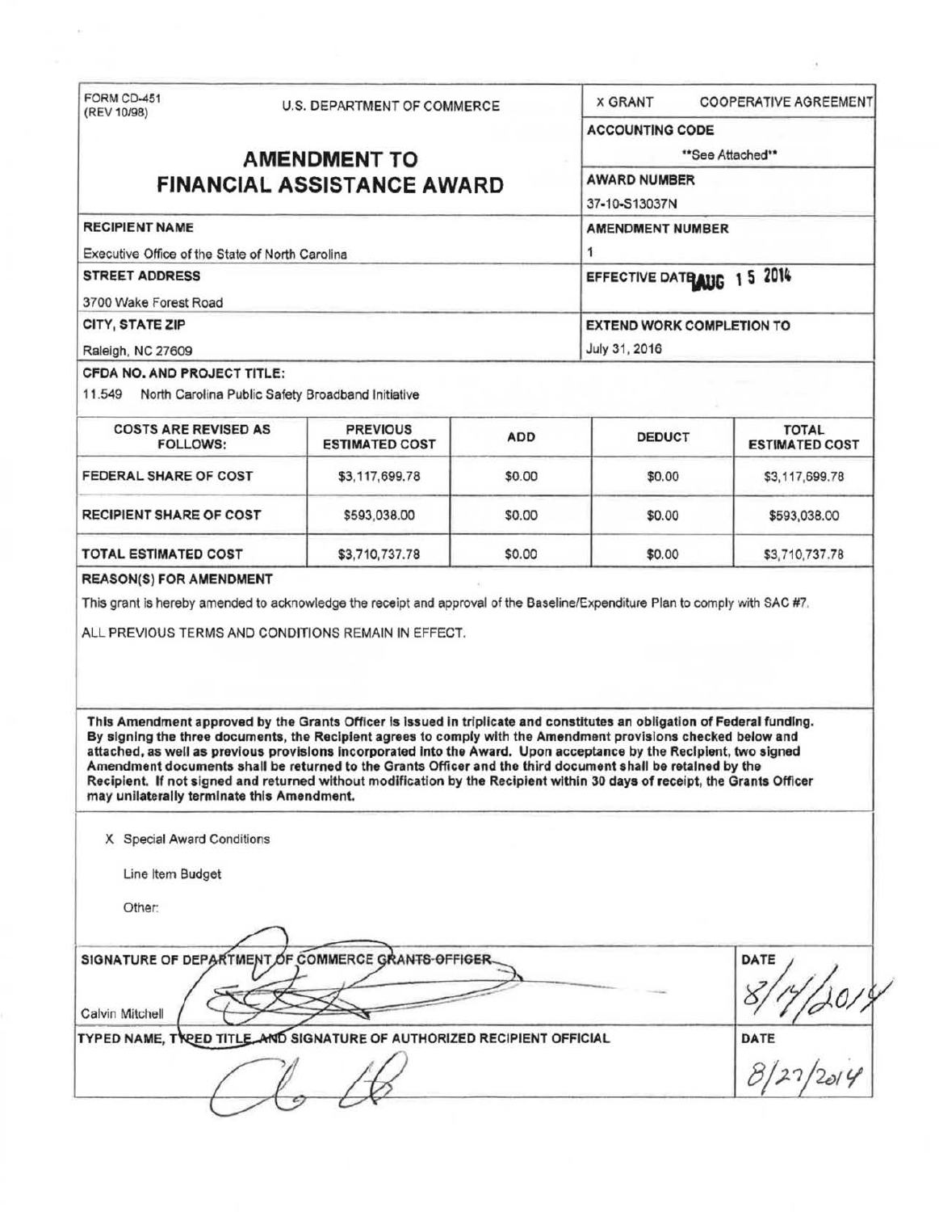FORM CD-451
(REV 10/98)

U.S. DEPARTMENT OF COMMERCE

# AMENDMENT TO FINANCIAL ASSISTANCE AWARD

| X GRANT | COOPERATIVE AGREEMENT |
|---|---|
| **ACCOUNTING CODE** | **See Attached** |
| **AWARD NUMBER** | 37-10-S13037N |
| **AMENDMENT NUMBER** | 1 |
| **EFFECTIVE DATE** | AUG 15 2014 |
| **EXTEND WORK COMPLETION TO** | July 31, 2016 |

**RECIPIENT NAME**

Executive Office of the State of North Carolina

**STREET ADDRESS**

3700 Wake Forest Road

**CITY, STATE ZIP**

Raleigh, NC 27609

**CFDA NO. AND PROJECT TITLE:**

11.549 North Carolina Public Safety Broadband Initiative

| COSTS ARE REVISED AS FOLLOWS: | PREVIOUS ESTIMATED COST | ADD | DEDUCT | TOTAL ESTIMATED COST |
|---|---|---|---|---|
| FEDERAL SHARE OF COST | $3,117,699.78 | $0.00 | $0.00 | $3,117,699.78 |
| RECIPIENT SHARE OF COST | $593,038.00 | $0.00 | $0.00 | $593,038.00 |
| TOTAL ESTIMATED COST | $3,710,737.78 | $0.00 | $0.00 | $3,710,737.78 |

**REASON(S) FOR AMENDMENT**

This grant is hereby amended to acknowledge the receipt and approval of the Baseline/Expenditure Plan to comply with SAC #7.

ALL PREVIOUS TERMS AND CONDITIONS REMAIN IN EFFECT.

**This Amendment approved by the Grants Officer is issued in triplicate and constitutes an obligation of Federal funding. By signing the three documents, the Recipient agrees to comply with the Amendment provisions checked below and attached, as well as previous provisions incorporated into the Award. Upon acceptance by the Recipient, two signed Amendment documents shall be returned to the Grants Officer and the third document shall be retained by the Recipient. If not signed and returned without modification by the Recipient within 30 days of receipt, the Grants Officer may unilaterally terminate this Amendment.**

X Special Award Conditions

Line Item Budget

Other:

| SIGNATURE OF DEPARTMENT OF COMMERCE GRANTS OFFICER | DATE |
|---|---|
| Calvin Mitchell | 8/14/2014 |

| TYPED NAME, TYPED TITLE, AND SIGNATURE OF AUTHORIZED RECIPIENT OFFICIAL | DATE |
|---|---|
| | 8/27/2014 |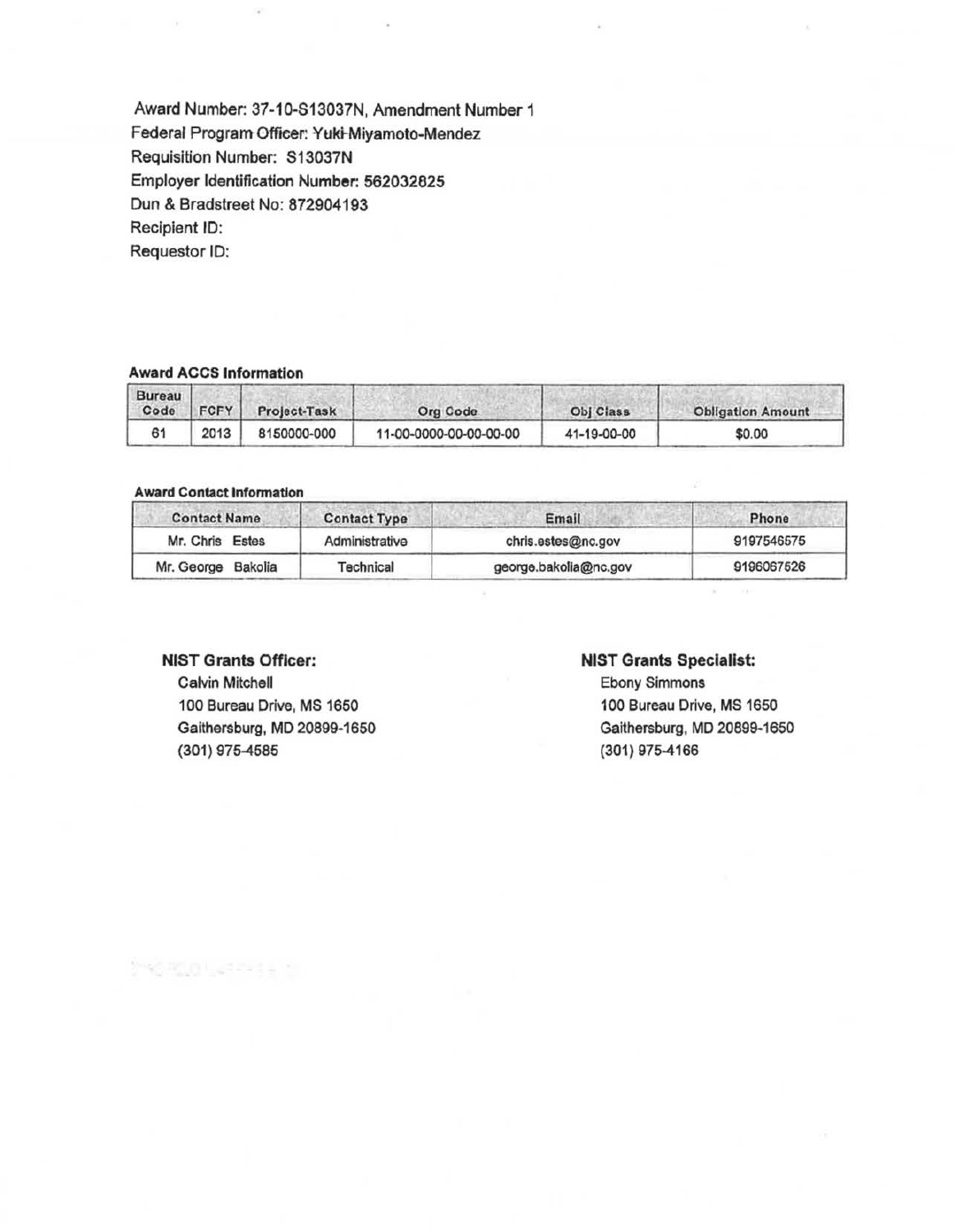Award Number: 37-10-S13037N, Amendment Number 1
Federal Program Officer: Yuki Miyamoto-Mendez
Requisition Number: S13037N
Employer Identification Number: 562032825
Dun & Bradstreet No: 872904193
Recipient ID:
Requestor ID:

**Award ACCS Information**

| Bureau Code | FCFY | Project-Task | Org Code | Obj Class | Obligation Amount |
|---|---|---|---|---|---|
| 61 | 2013 | 8150000-000 | 11-00-0000-00-00-00-00 | 41-19-00-00 | $0.00 |

**Award Contact Information**

| Contact Name | Contact Type | Email | Phone |
|---|---|---|---|
| Mr. Chris Estes | Administrative | chris.estes@nc.gov | 9197546575 |
| Mr. George Bakolia | Technical | george.bakolia@nc.gov | 9196067526 |

**NIST Grants Officer:**
Calvin Mitchell
100 Bureau Drive, MS 1650
Gaithersburg, MD 20899-1650
(301) 975-4585

**NIST Grants Specialist:**
Ebony Simmons
100 Bureau Drive, MS 1650
Gaithersburg, MD 20899-1650
(301) 975-4166